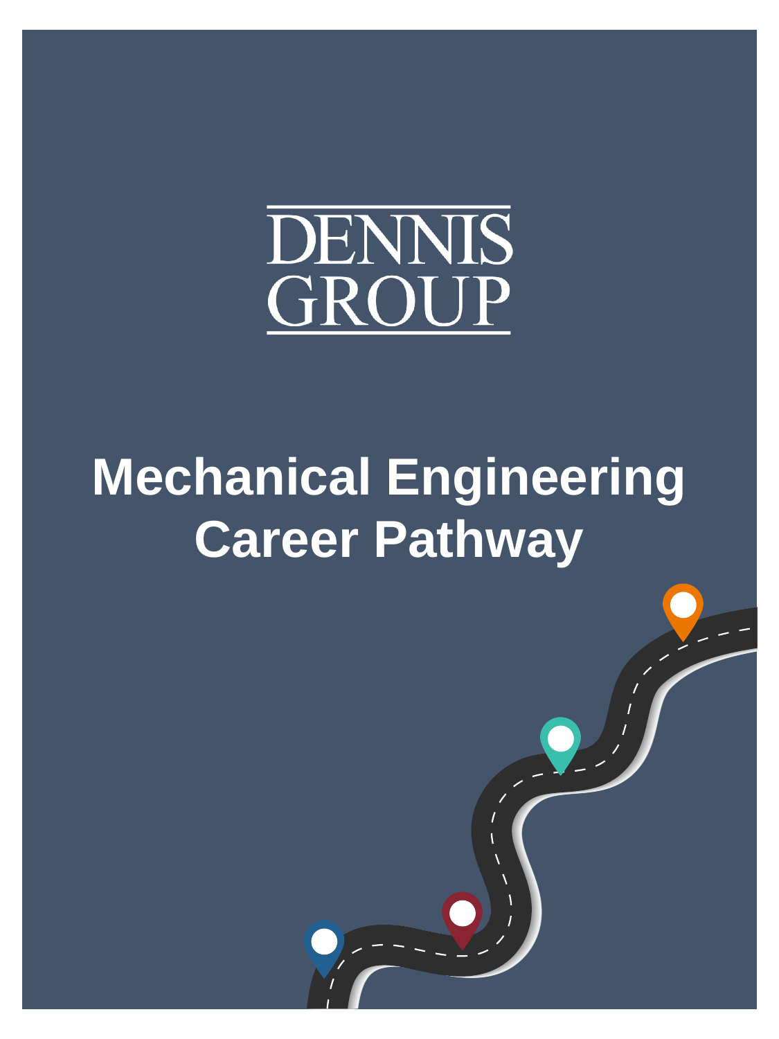DENNIS GROUP

# Mechanical Engineering Career Pathway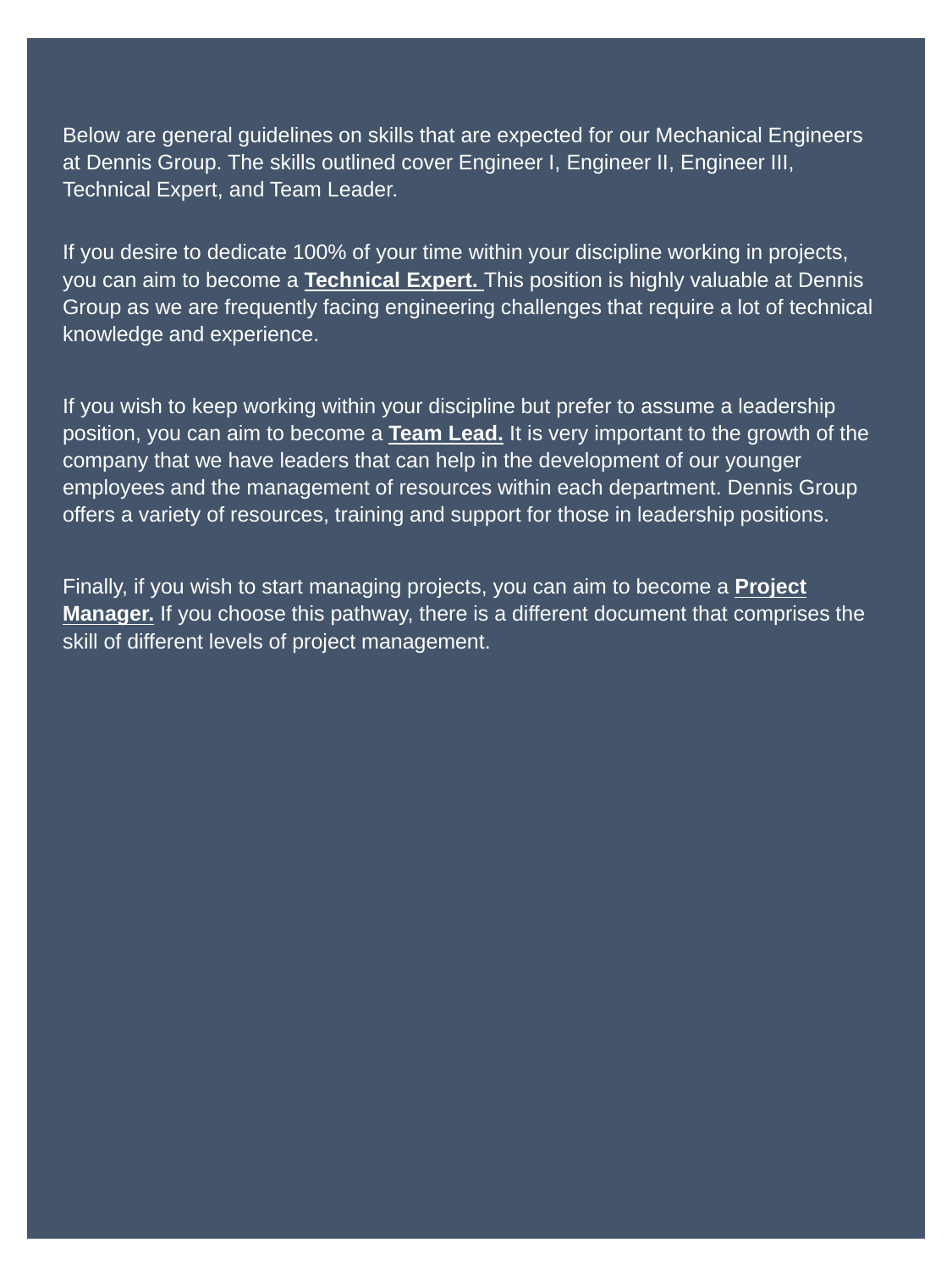Below are general guidelines on skills that are expected for our Mechanical Engineers at Dennis Group. The skills outlined cover Engineer I, Engineer II, Engineer III, Technical Expert, and Team Leader.

If you desire to dedicate 100% of your time within your discipline working in projects, you can aim to become a **Technical Expert.** This position is highly valuable at Dennis Group as we are frequently facing engineering challenges that require a lot of technical knowledge and experience.

If you wish to keep working within your discipline but prefer to assume a leadership position, you can aim to become a **Team Lead.** It is very important to the growth of the company that we have leaders that can help in the development of our younger employees and the management of resources within each department. Dennis Group offers a variety of resources, training and support for those in leadership positions.

Finally, if you wish to start managing projects, you can aim to become a **Project Manager.** If you choose this pathway, there is a different document that comprises the skill of different levels of project management.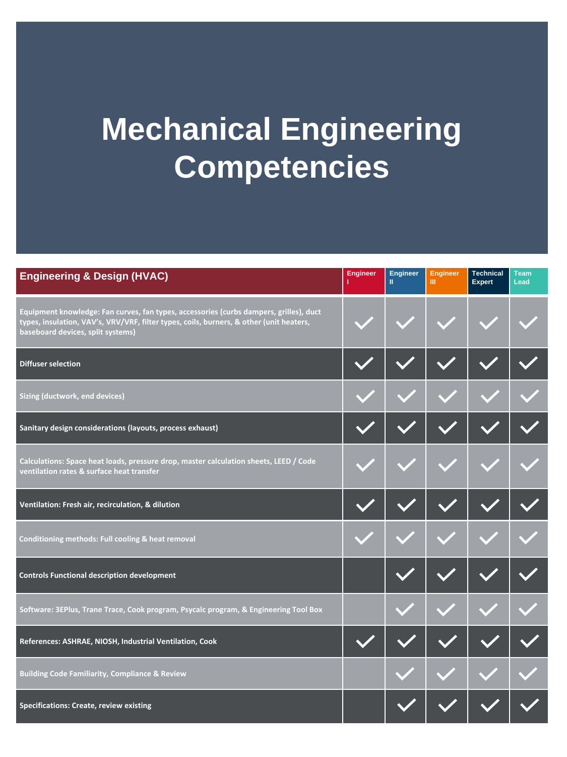# Mechanical Engineering Competencies

| Engineering & Design (HVAC) | Engineer I | Engineer II | Engineer III | Technical Expert | Team Lead |
|---|---|---|---|---|---|
| Equipment knowledge: Fan curves, fan types, accessories (curbs dampers, grilles), duct types, insulation, VAV's, VRV/VRF, filter types, coils, burners, & other (unit heaters, baseboard devices, split systems) | ✓ | ✓ | ✓ | ✓ | ✓ |
| Diffuser selection | ✓ | ✓ | ✓ | ✓ | ✓ |
| Sizing (ductwork, end devices) | ✓ | ✓ | ✓ | ✓ | ✓ |
| Sanitary design considerations (layouts, process exhaust) | ✓ | ✓ | ✓ | ✓ | ✓ |
| Calculations: Space heat loads, pressure drop, master calculation sheets, LEED / Code ventilation rates & surface heat transfer | ✓ | ✓ | ✓ | ✓ | ✓ |
| Ventilation: Fresh air, recirculation, & dilution | ✓ | ✓ | ✓ | ✓ | ✓ |
| Conditioning methods: Full cooling & heat removal | ✓ | ✓ | ✓ | ✓ | ✓ |
| Controls Functional description development | | ✓ | ✓ | ✓ | ✓ |
| Software: 3EPlus, Trane Trace, Cook program, Psycalc program, & Engineering Tool Box | | ✓ | ✓ | ✓ | ✓ |
| References: ASHRAE, NIOSH, Industrial Ventilation, Cook | ✓ | ✓ | ✓ | ✓ | ✓ |
| Building Code Familiarity, Compliance & Review | | ✓ | ✓ | ✓ | ✓ |
| Specifications: Create, review existing | | ✓ | ✓ | ✓ | ✓ |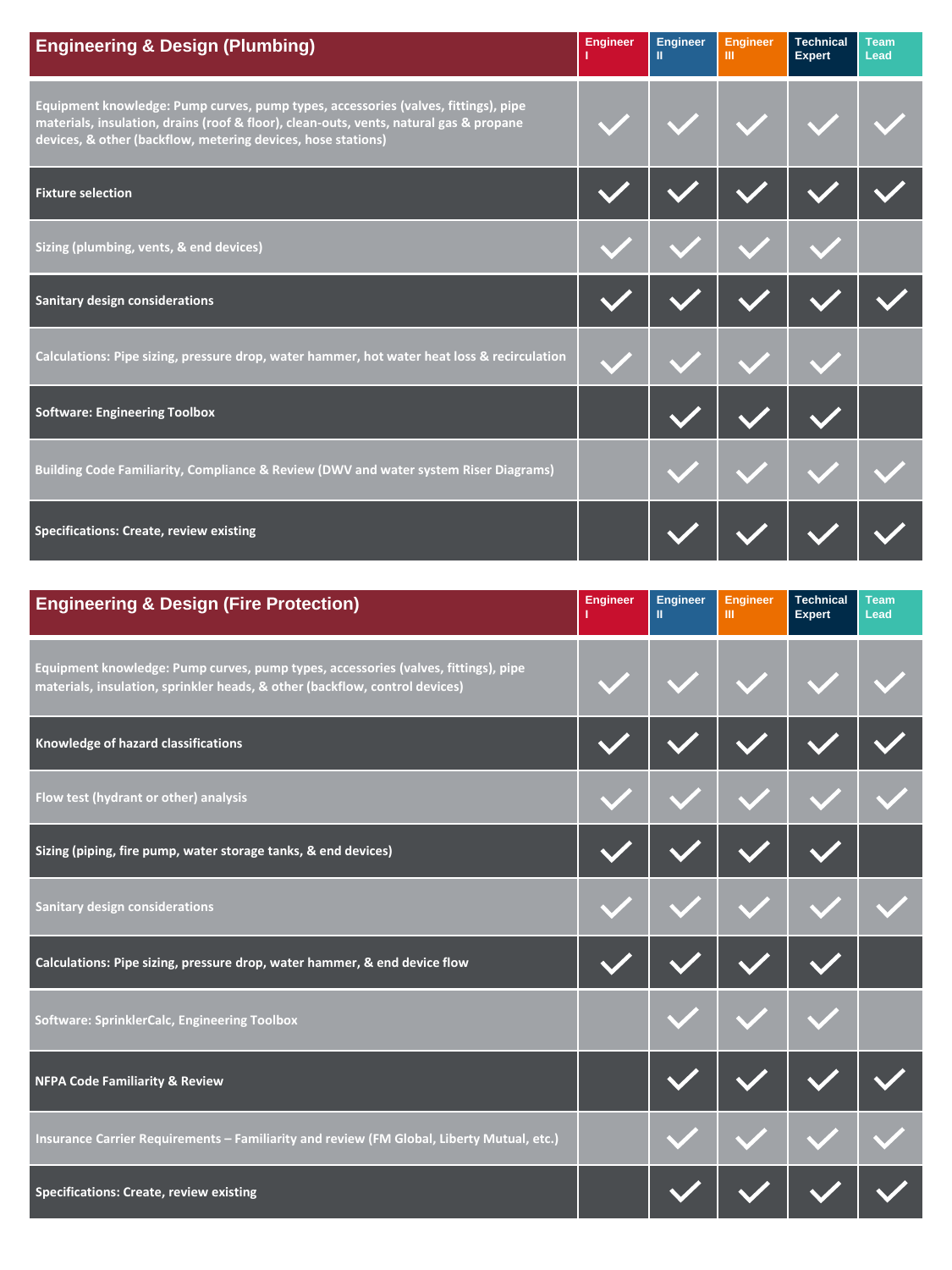| Engineering & Design (Plumbing) | Engineer I | Engineer II | Engineer III | Technical Expert | Team Lead |
|---|---|---|---|---|---|
| Equipment knowledge: Pump curves, pump types, accessories (valves, fittings), pipe materials, insulation, drains (roof & floor), clean-outs, vents, natural gas & propane devices, & other (backflow, metering devices, hose stations) | ✓ | ✓ | ✓ | ✓ | ✓ |
| Fixture selection | ✓ | ✓ | ✓ | ✓ | ✓ |
| Sizing (plumbing, vents, & end devices) | ✓ | ✓ | ✓ | ✓ | |
| Sanitary design considerations | ✓ | ✓ | ✓ | ✓ | ✓ |
| Calculations: Pipe sizing, pressure drop, water hammer, hot water heat loss & recirculation | ✓ | ✓ | ✓ | ✓ | |
| Software: Engineering Toolbox | | ✓ | ✓ | ✓ | |
| Building Code Familiarity, Compliance & Review (DWV and water system Riser Diagrams) | | ✓ | ✓ | ✓ | ✓ |
| Specifications: Create, review existing | | ✓ | ✓ | ✓ | ✓ |

| Engineering & Design (Fire Protection) | Engineer I | Engineer II | Engineer III | Technical Expert | Team Lead |
|---|---|---|---|---|---|
| Equipment knowledge: Pump curves, pump types, accessories (valves, fittings), pipe materials, insulation, sprinkler heads, & other (backflow, control devices) | ✓ | ✓ | ✓ | ✓ | ✓ |
| Knowledge of hazard classifications | ✓ | ✓ | ✓ | ✓ | ✓ |
| Flow test (hydrant or other) analysis | ✓ | ✓ | ✓ | ✓ | ✓ |
| Sizing (piping, fire pump, water storage tanks, & end devices) | ✓ | ✓ | ✓ | ✓ | |
| Sanitary design considerations | ✓ | ✓ | ✓ | ✓ | ✓ |
| Calculations: Pipe sizing, pressure drop, water hammer, & end device flow | ✓ | ✓ | ✓ | ✓ | |
| Software: SprinklerCalc, Engineering Toolbox | | ✓ | ✓ | ✓ | |
| NFPA Code Familiarity & Review | | ✓ | ✓ | ✓ | ✓ |
| Insurance Carrier Requirements – Familiarity and review (FM Global, Liberty Mutual, etc.) | | ✓ | ✓ | ✓ | ✓ |
| Specifications: Create, review existing | | ✓ | ✓ | ✓ | ✓ |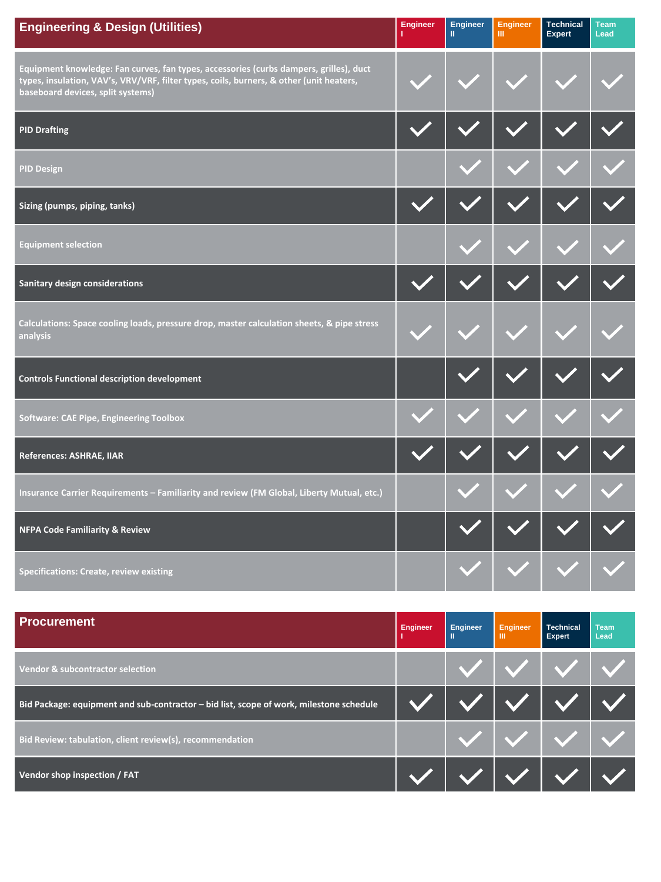| Engineering & Design (Utilities) | Engineer I | Engineer II | Engineer III | Technical Expert | Team Lead |
|---|---|---|---|---|---|
| Equipment knowledge: Fan curves, fan types, accessories (curbs dampers, grilles), duct types, insulation, VAV's, VRV/VRF, filter types, coils, burners, & other (unit heaters, baseboard devices, split systems) | ✓ | ✓ | ✓ | ✓ | ✓ |
| PID Drafting | ✓ | ✓ | ✓ | ✓ | ✓ |
| PID Design | | ✓ | ✓ | ✓ | ✓ |
| Sizing (pumps, piping, tanks) | ✓ | ✓ | ✓ | ✓ | ✓ |
| Equipment selection | | ✓ | ✓ | ✓ | ✓ |
| Sanitary design considerations | ✓ | ✓ | ✓ | ✓ | ✓ |
| Calculations: Space cooling loads, pressure drop, master calculation sheets, & pipe stress analysis | ✓ | ✓ | ✓ | ✓ | ✓ |
| Controls Functional description development | | ✓ | ✓ | ✓ | ✓ |
| Software: CAE Pipe, Engineering Toolbox | ✓ | ✓ | ✓ | ✓ | ✓ |
| References: ASHRAE, IIAR | ✓ | ✓ | ✓ | ✓ | ✓ |
| Insurance Carrier Requirements – Familiarity and review (FM Global, Liberty Mutual, etc.) | | ✓ | ✓ | ✓ | ✓ |
| NFPA Code Familiarity & Review | | ✓ | ✓ | ✓ | ✓ |
| Specifications: Create, review existing | | ✓ | ✓ | ✓ | ✓ |

| Procurement | Engineer I | Engineer II | Engineer III | Technical Expert | Team Lead |
|---|---|---|---|---|---|
| Vendor & subcontractor selection | | ✓ | ✓ | ✓ | ✓ |
| Bid Package: equipment and sub-contractor – bid list, scope of work, milestone schedule | ✓ | ✓ | ✓ | ✓ | ✓ |
| Bid Review: tabulation, client review(s), recommendation | | ✓ | ✓ | ✓ | ✓ |
| Vendor shop inspection / FAT | ✓ | ✓ | ✓ | ✓ | ✓ |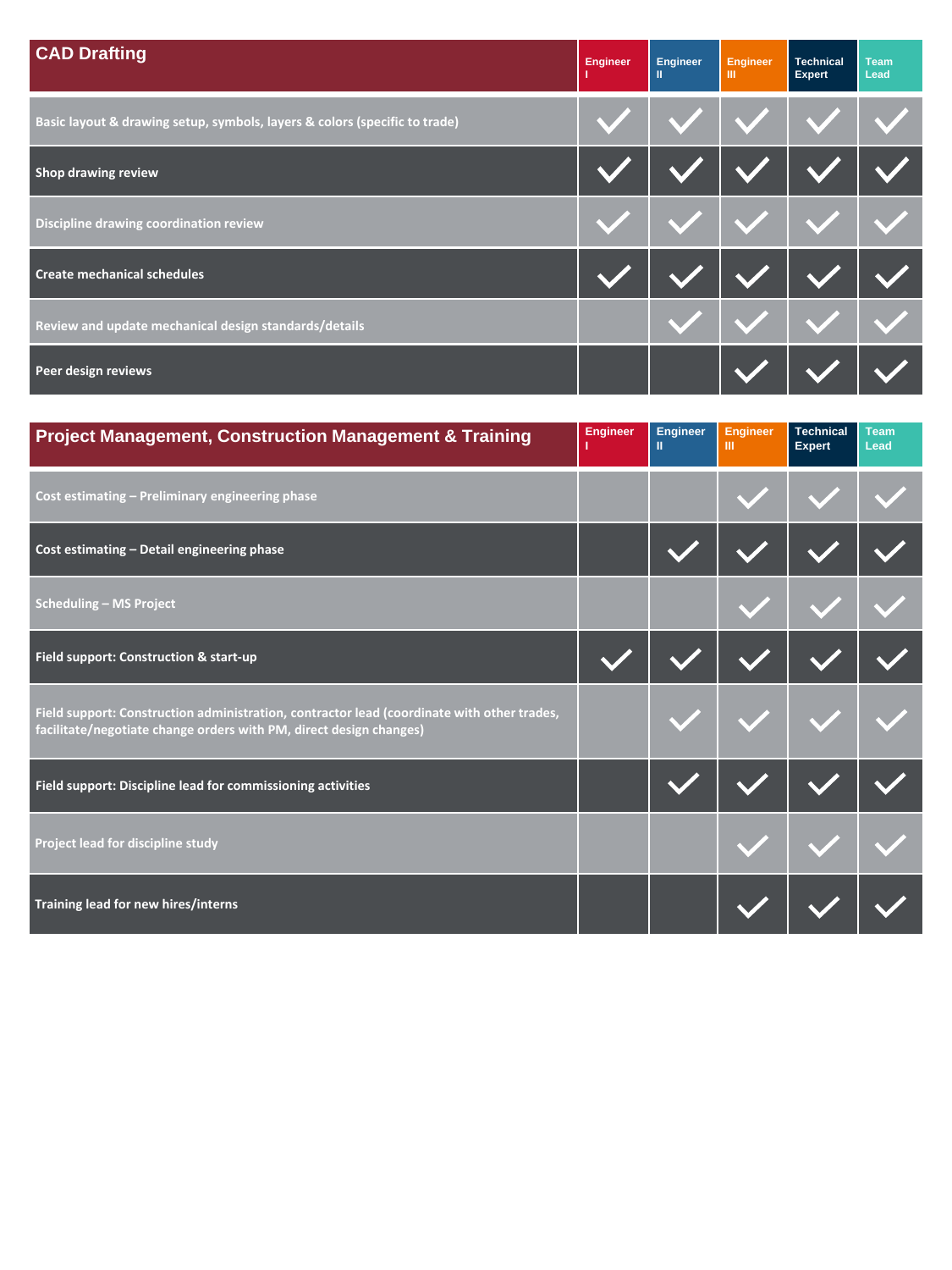| CAD Drafting | Engineer I | Engineer II | Engineer III | Technical Expert | Team Lead |
|---|---|---|---|---|---|
| Basic layout & drawing setup, symbols, layers & colors (specific to trade) | ✓ | ✓ | ✓ | ✓ | ✓ |
| Shop drawing review | ✓ | ✓ | ✓ | ✓ | ✓ |
| Discipline drawing coordination review | ✓ | ✓ | ✓ | ✓ | ✓ |
| Create mechanical schedules | ✓ | ✓ | ✓ | ✓ | ✓ |
| Review and update mechanical design standards/details | | ✓ | ✓ | ✓ | ✓ |
| Peer design reviews | | | ✓ | ✓ | ✓ |

| Project Management, Construction Management & Training | Engineer I | Engineer II | Engineer III | Technical Expert | Team Lead |
|---|---|---|---|---|---|
| Cost estimating – Preliminary engineering phase | | | ✓ | ✓ | ✓ |
| Cost estimating – Detail engineering phase | | ✓ | ✓ | ✓ | ✓ |
| Scheduling – MS Project | | | ✓ | ✓ | ✓ |
| Field support: Construction & start-up | ✓ | ✓ | ✓ | ✓ | ✓ |
| Field support: Construction administration, contractor lead (coordinate with other trades, facilitate/negotiate change orders with PM, direct design changes) | | ✓ | ✓ | ✓ | ✓ |
| Field support: Discipline lead for commissioning activities | | ✓ | ✓ | ✓ | ✓ |
| Project lead for discipline study | | | ✓ | ✓ | ✓ |
| Training lead for new hires/interns | | | ✓ | ✓ | ✓ |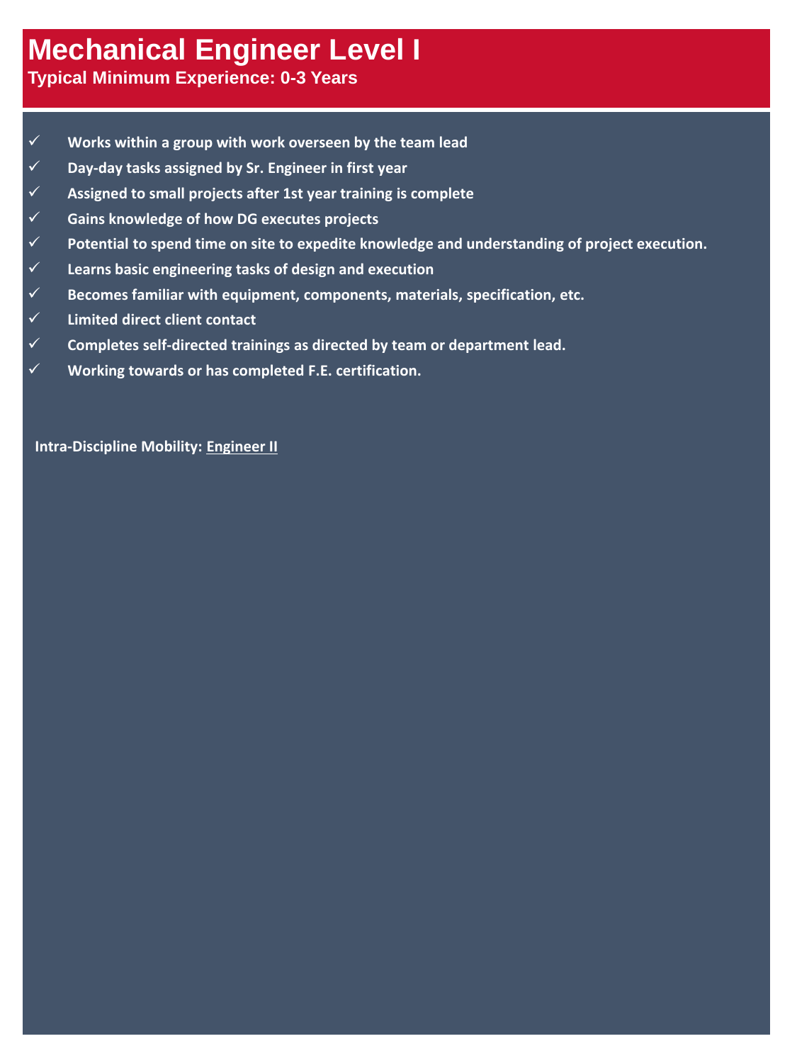# Mechanical Engineer Level I

**Typical Minimum Experience: 0-3 Years**

- ✓ **Works within a group with work overseen by the team lead**
- ✓ **Day-day tasks assigned by Sr. Engineer in first year**
- ✓ **Assigned to small projects after 1st year training is complete**
- ✓ **Gains knowledge of how DG executes projects**
- ✓ **Potential to spend time on site to expedite knowledge and understanding of project execution.**
- ✓ **Learns basic engineering tasks of design and execution**
- ✓ **Becomes familiar with equipment, components, materials, specification, etc.**
- ✓ **Limited direct client contact**
- ✓ **Completes self-directed trainings as directed by team or department lead.**
- ✓ **Working towards or has completed F.E. certification.**

**Intra-Discipline Mobility: Engineer II**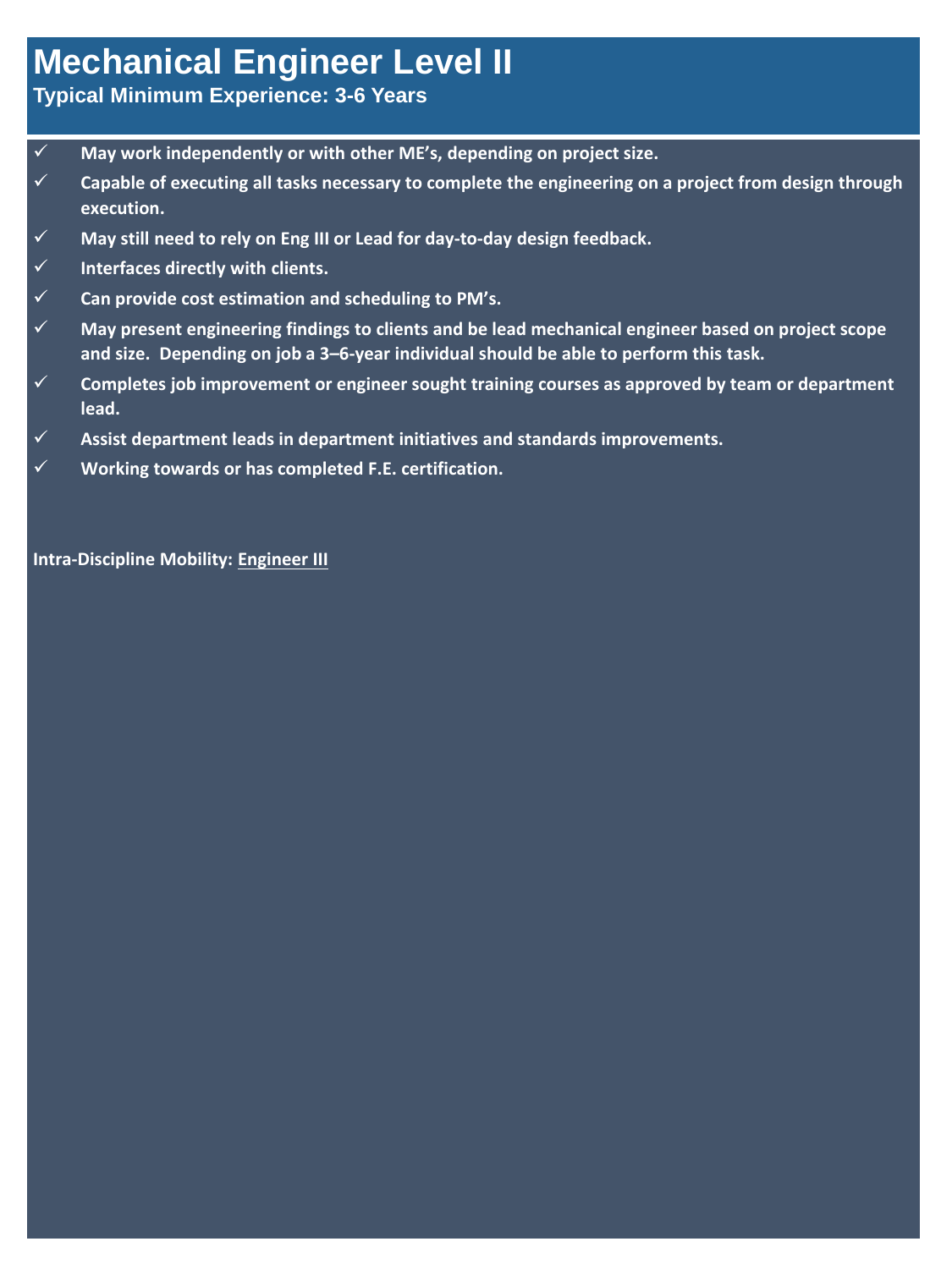# Mechanical Engineer Level II

**Typical Minimum Experience: 3-6 Years**

- ✓ **May work independently or with other ME's, depending on project size.**
- ✓ **Capable of executing all tasks necessary to complete the engineering on a project from design through execution.**
- ✓ **May still need to rely on Eng III or Lead for day-to-day design feedback.**
- ✓ **Interfaces directly with clients.**
- ✓ **Can provide cost estimation and scheduling to PM's.**
- ✓ **May present engineering findings to clients and be lead mechanical engineer based on project scope and size. Depending on job a 3–6-year individual should be able to perform this task.**
- ✓ **Completes job improvement or engineer sought training courses as approved by team or department lead.**
- ✓ **Assist department leads in department initiatives and standards improvements.**
- ✓ **Working towards or has completed F.E. certification.**

**Intra-Discipline Mobility: Engineer III**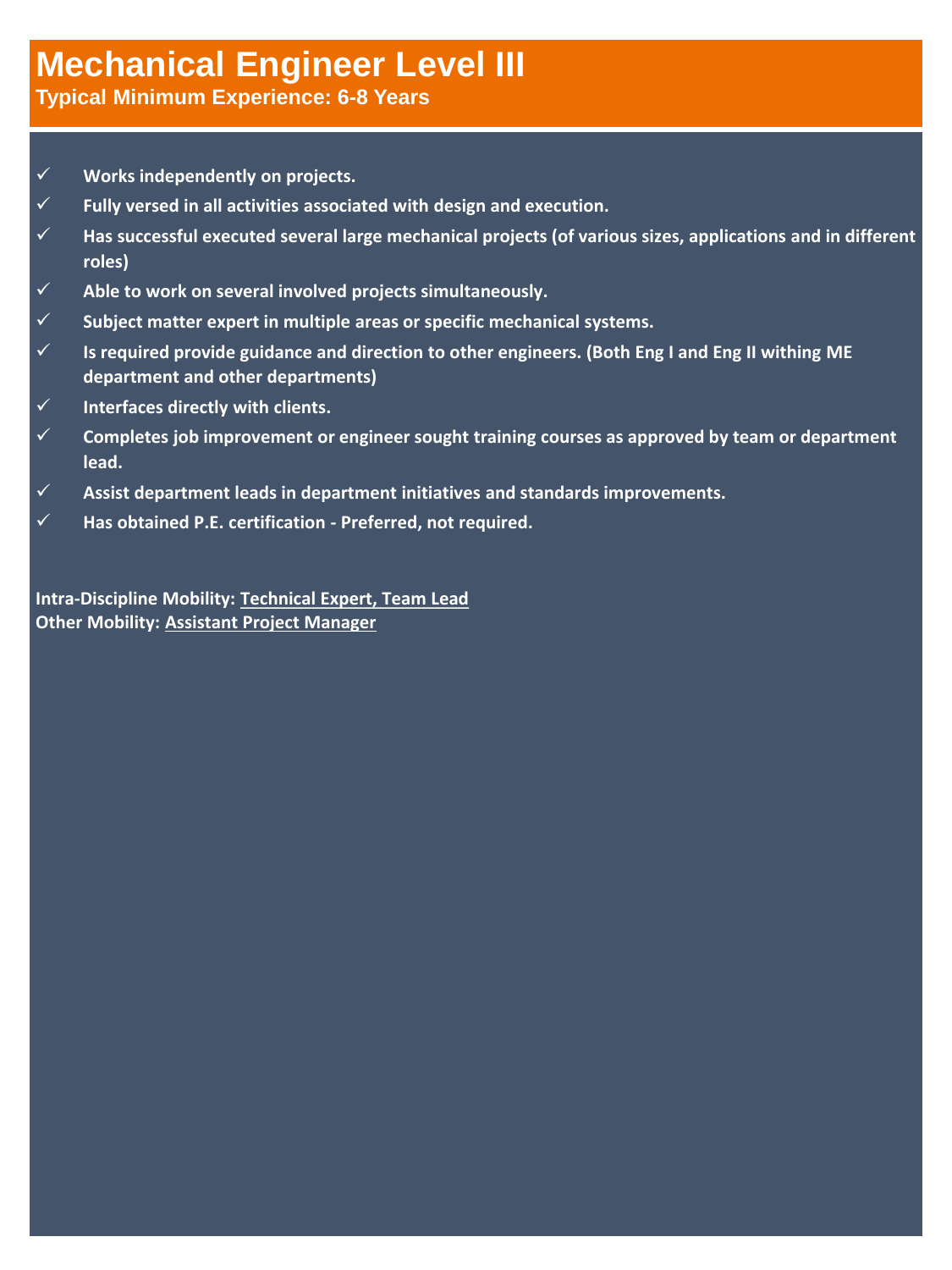# Mechanical Engineer Level III

**Typical Minimum Experience: 6-8 Years**

- ✓ **Works independently on projects.**
- ✓ **Fully versed in all activities associated with design and execution.**
- ✓ **Has successful executed several large mechanical projects (of various sizes, applications and in different roles)**
- ✓ **Able to work on several involved projects simultaneously.**
- ✓ **Subject matter expert in multiple areas or specific mechanical systems.**
- ✓ **Is required provide guidance and direction to other engineers. (Both Eng I and Eng II withing ME department and other departments)**
- ✓ **Interfaces directly with clients.**
- ✓ **Completes job improvement or engineer sought training courses as approved by team or department lead.**
- ✓ **Assist department leads in department initiatives and standards improvements.**
- ✓ **Has obtained P.E. certification - Preferred, not required.**

**Intra-Discipline Mobility:** **Technical Expert, Team Lead**
**Other Mobility:** **Assistant Project Manager**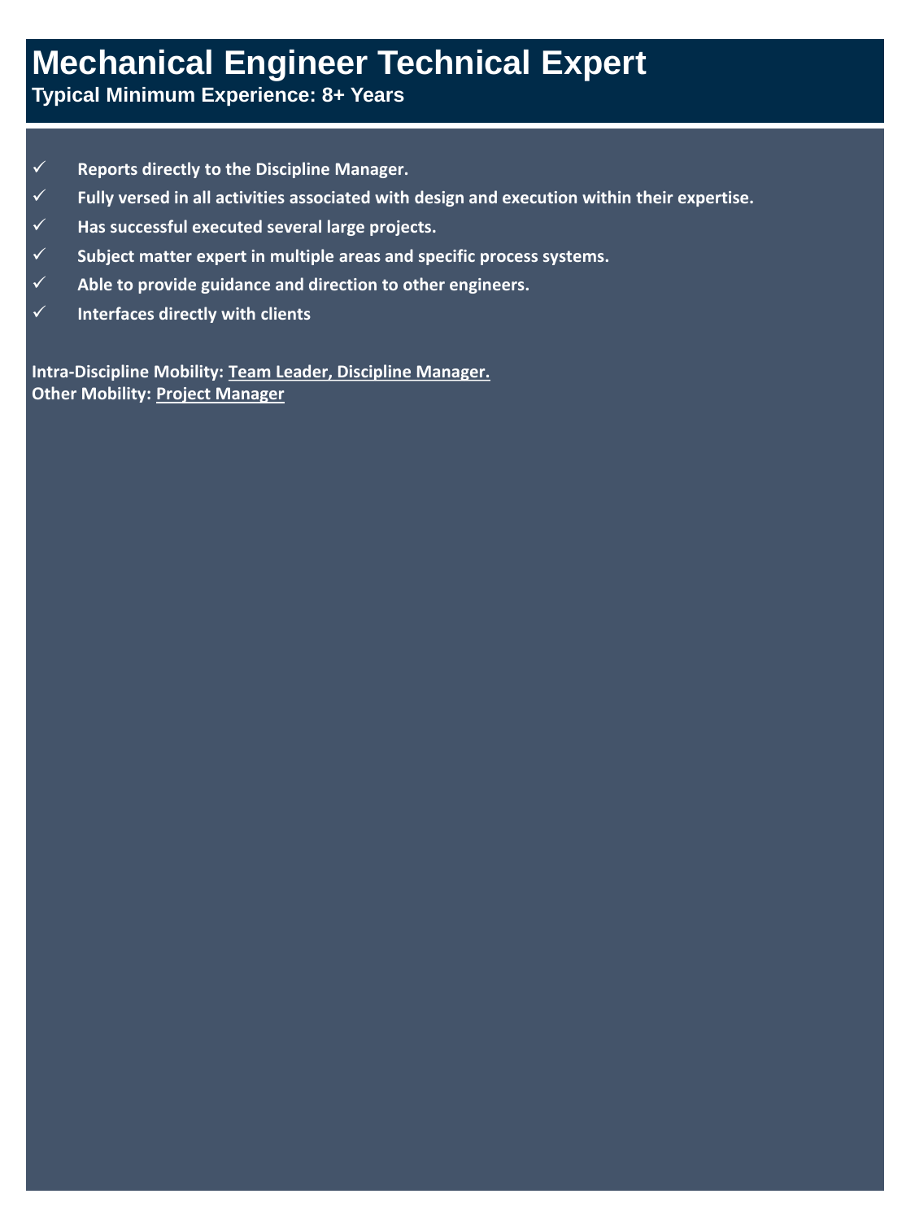# Mechanical Engineer Technical Expert

**Typical Minimum Experience: 8+ Years**

- ✓ **Reports directly to the Discipline Manager.**
- ✓ **Fully versed in all activities associated with design and execution within their expertise.**
- ✓ **Has successful executed several large projects.**
- ✓ **Subject matter expert in multiple areas and specific process systems.**
- ✓ **Able to provide guidance and direction to other engineers.**
- ✓ **Interfaces directly with clients**

**Intra-Discipline Mobility: <u>Team Leader, Discipline Manager.</u>**
**Other Mobility: <u>Project Manager</u>**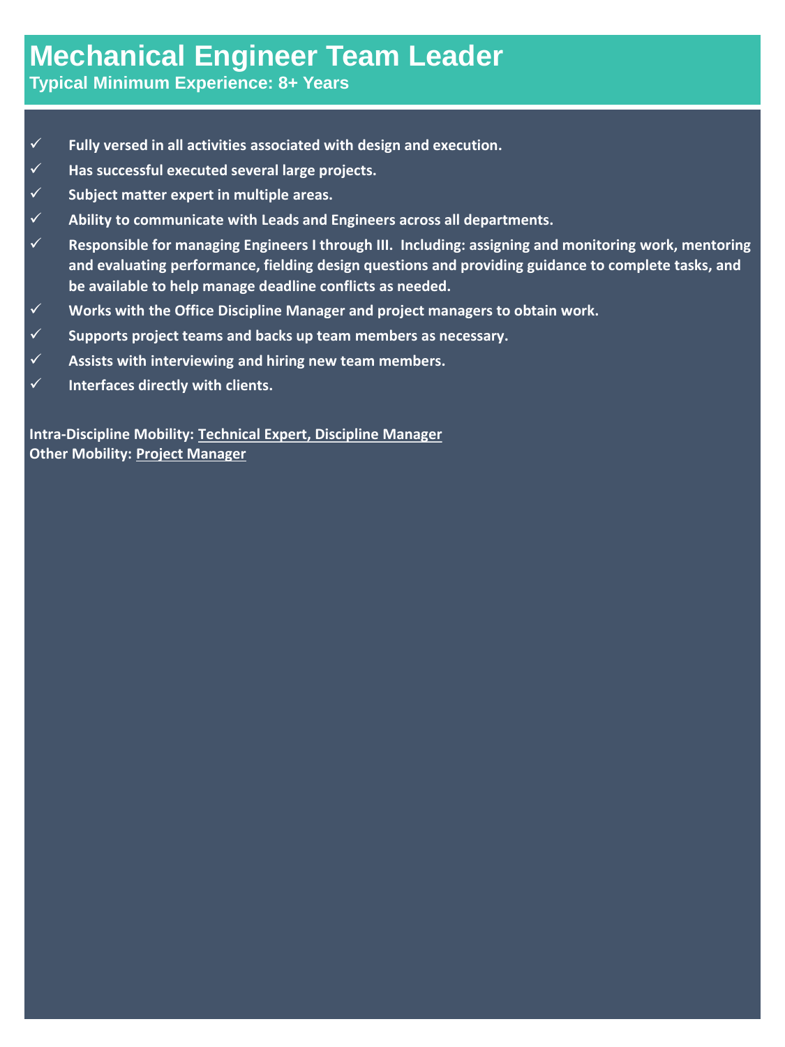# Mechanical Engineer Team Leader

**Typical Minimum Experience: 8+ Years**

- ✓ **Fully versed in all activities associated with design and execution.**
- ✓ **Has successful executed several large projects.**
- ✓ **Subject matter expert in multiple areas.**
- ✓ **Ability to communicate with Leads and Engineers across all departments.**
- ✓ **Responsible for managing Engineers I through III. Including: assigning and monitoring work, mentoring and evaluating performance, fielding design questions and providing guidance to complete tasks, and be available to help manage deadline conflicts as needed.**
- ✓ **Works with the Office Discipline Manager and project managers to obtain work.**
- ✓ **Supports project teams and backs up team members as necessary.**
- ✓ **Assists with interviewing and hiring new team members.**
- ✓ **Interfaces directly with clients.**

**Intra-Discipline Mobility: Technical Expert, Discipline Manager**
**Other Mobility: Project Manager**